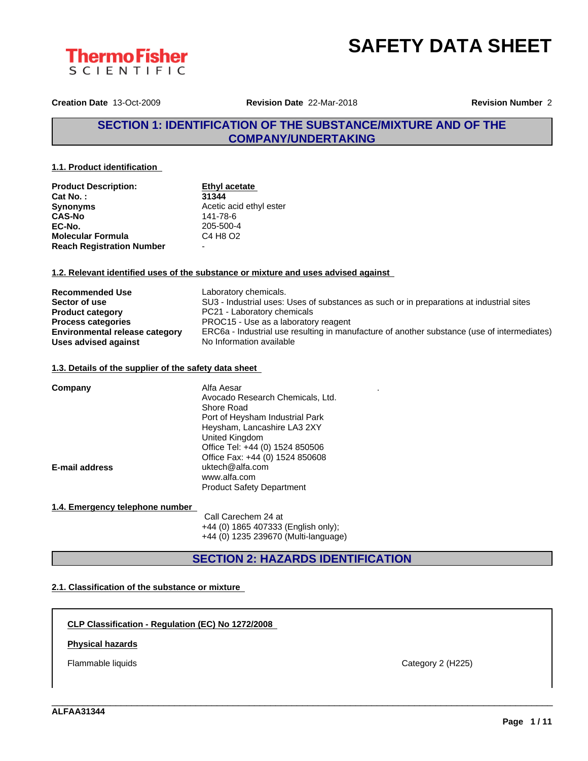ThermoFisher SCIENTIFIC

# SAFETY DATA SHEET

**Creation Date** 13-Oct-2009 **Revision Date** 22-Mar-2018 **Revision Number** 2

## SECTION 1: IDENTIFICATION OF THE SUBSTANCE/MIXTURE AND OF THE COMPANY/UNDERTAKING

### 1.1. Product identification

| | |
|---|---|
| **Product Description:** | **Ethyl acetate** |
| **Cat No. :** | **31344** |
| **Synonyms** | Acetic acid ethyl ester |
| **CAS-No** | 141-78-6 |
| **EC-No.** | 205-500-4 |
| **Molecular Formula** | C4 H8 O2 |
| **Reach Registration Number** | - |

### 1.2. Relevant identified uses of the substance or mixture and uses advised against

| | |
|---|---|
| **Recommended Use** | Laboratory chemicals. |
| **Sector of use** | SU3 - Industrial uses: Uses of substances as such or in preparations at industrial sites |
| **Product category** | PC21 - Laboratory chemicals |
| **Process categories** | PROC15 - Use as a laboratory reagent |
| **Environmental release category** | ERC6a - Industrial use resulting in manufacture of another substance (use of intermediates) |
| **Uses advised against** | No Information available |

### 1.3. Details of the supplier of the safety data sheet

**Company**

Alfa Aesar
Avocado Research Chemicals, Ltd.
Shore Road
Port of Heysham Industrial Park
Heysham, Lancashire LA3 2XY
United Kingdom
Office Tel: +44 (0) 1524 850506
Office Fax: +44 (0) 1524 850608

**E-mail address**

uktech@alfa.com
www.alfa.com
Product Safety Department

### 1.4. Emergency telephone number

Call Carechem 24 at
+44 (0) 1865 407333 (English only);
+44 (0) 1235 239670 (Multi-language)

## SECTION 2: HAZARDS IDENTIFICATION

### 2.1. Classification of the substance or mixture

**CLP Classification - Regulation (EC) No 1272/2008**

**Physical hazards**

| | |
|---|---|
| Flammable liquids | Category 2 (H225) |

ALFAA31344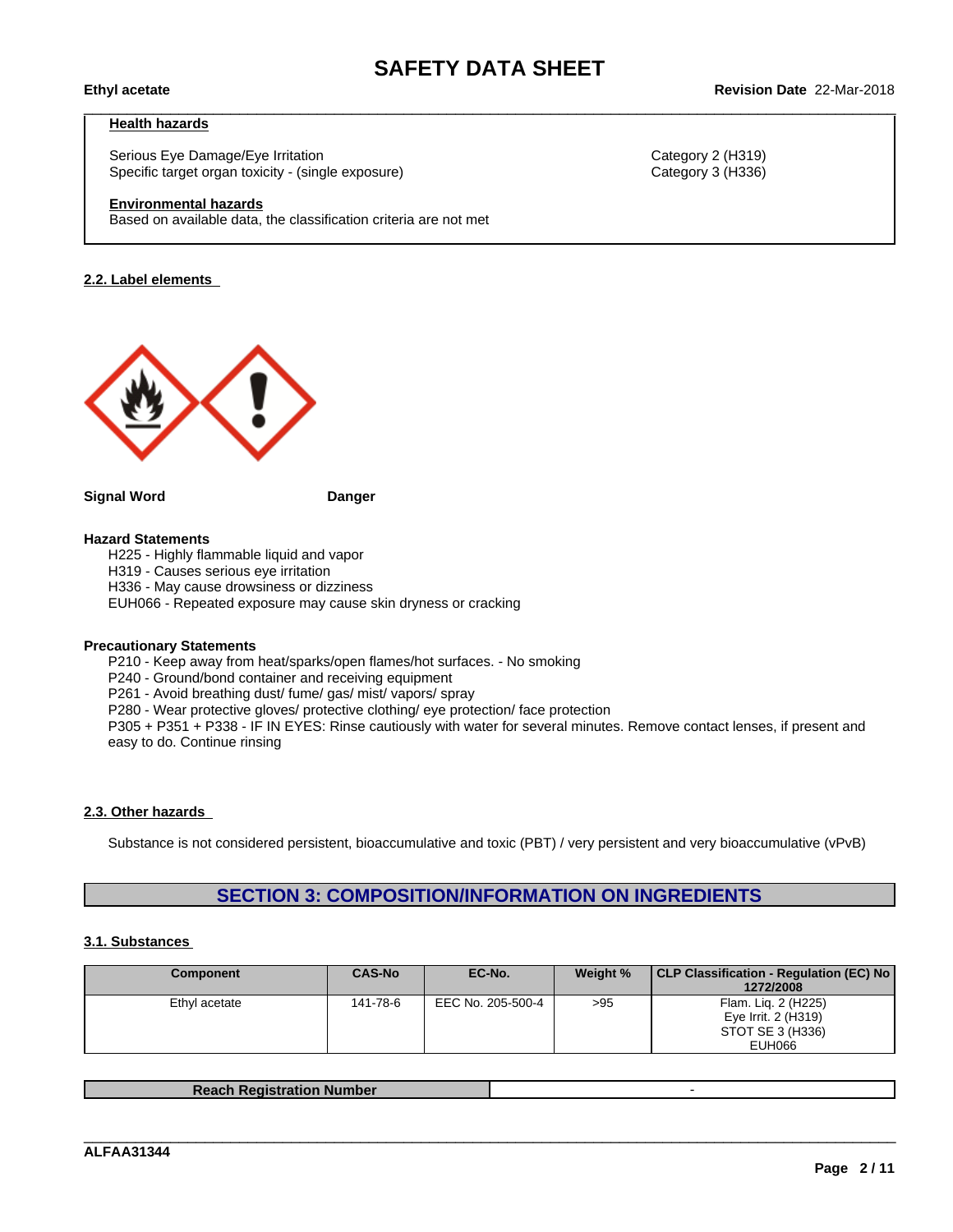**Health hazards**

| | |
|---|---|
| Serious Eye Damage/Eye Irritation | Category 2 (H319) |
| Specific target organ toxicity - (single exposure) | Category 3 (H336) |

**Environmental hazards**

Based on available data, the classification criteria are not met

### 2.2. Label elements

**Signal Word** **Danger**

**Hazard Statements**

H225 - Highly flammable liquid and vapor
H319 - Causes serious eye irritation
H336 - May cause drowsiness or dizziness
EUH066 - Repeated exposure may cause skin dryness or cracking

**Precautionary Statements**

P210 - Keep away from heat/sparks/open flames/hot surfaces. - No smoking
P240 - Ground/bond container and receiving equipment
P261 - Avoid breathing dust/ fume/ gas/ mist/ vapors/ spray
P280 - Wear protective gloves/ protective clothing/ eye protection/ face protection
P305 + P351 + P338 - IF IN EYES: Rinse cautiously with water for several minutes. Remove contact lenses, if present and easy to do. Continue rinsing

### 2.3. Other hazards

Substance is not considered persistent, bioaccumulative and toxic (PBT) / very persistent and very bioaccumulative (vPvB)

## SECTION 3: COMPOSITION/INFORMATION ON INGREDIENTS

### 3.1. Substances

| Component | CAS-No | EC-No. | Weight % | CLP Classification - Regulation (EC) No 1272/2008 |
|---|---|---|---|---|
| Ethyl acetate | 141-78-6 | EEC No. 205-500-4 | >95 | Flam. Liq. 2 (H225)<br>Eye Irrit. 2 (H319)<br>STOT SE 3 (H336)<br>EUH066 |

| Reach Registration Number | - |
|---|---|

ALFAA31344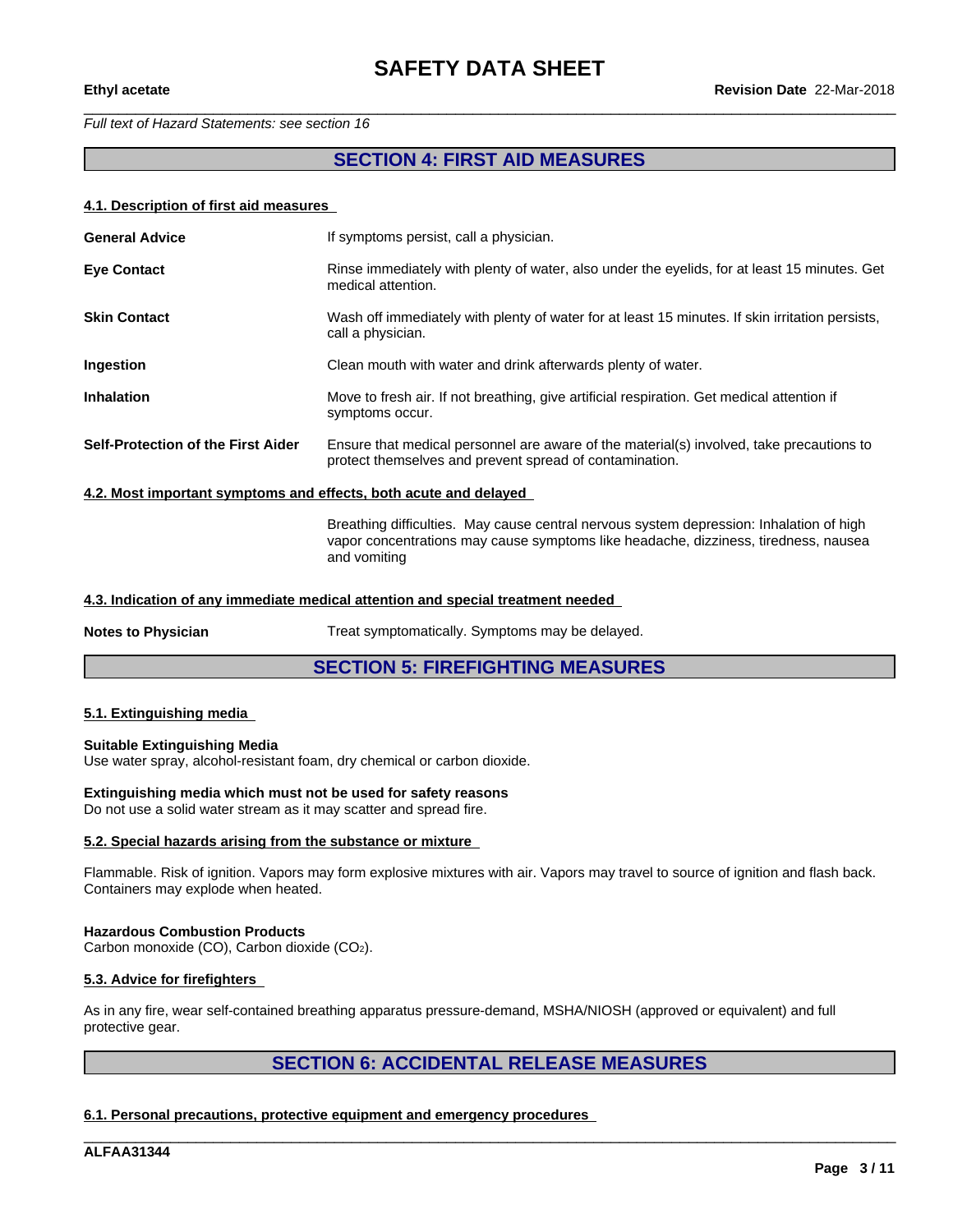*Full text of Hazard Statements: see section 16*

## SECTION 4: FIRST AID MEASURES

### 4.1. Description of first aid measures

| | |
|---|---|
| **General Advice** | If symptoms persist, call a physician. |
| **Eye Contact** | Rinse immediately with plenty of water, also under the eyelids, for at least 15 minutes. Get medical attention. |
| **Skin Contact** | Wash off immediately with plenty of water for at least 15 minutes. If skin irritation persists, call a physician. |
| **Ingestion** | Clean mouth with water and drink afterwards plenty of water. |
| **Inhalation** | Move to fresh air. If not breathing, give artificial respiration. Get medical attention if symptoms occur. |
| **Self-Protection of the First Aider** | Ensure that medical personnel are aware of the material(s) involved, take precautions to protect themselves and prevent spread of contamination. |

### 4.2. Most important symptoms and effects, both acute and delayed

Breathing difficulties. May cause central nervous system depression: Inhalation of high vapor concentrations may cause symptoms like headache, dizziness, tiredness, nausea and vomiting

### 4.3. Indication of any immediate medical attention and special treatment needed

**Notes to Physician** Treat symptomatically. Symptoms may be delayed.

## SECTION 5: FIREFIGHTING MEASURES

### 5.1. Extinguishing media

**Suitable Extinguishing Media**
Use water spray, alcohol-resistant foam, dry chemical or carbon dioxide.

**Extinguishing media which must not be used for safety reasons**
Do not use a solid water stream as it may scatter and spread fire.

### 5.2. Special hazards arising from the substance or mixture

Flammable. Risk of ignition. Vapors may form explosive mixtures with air. Vapors may travel to source of ignition and flash back. Containers may explode when heated.

**Hazardous Combustion Products**
Carbon monoxide (CO), Carbon dioxide ($CO_2$).

### 5.3. Advice for firefighters

As in any fire, wear self-contained breathing apparatus pressure-demand, MSHA/NIOSH (approved or equivalent) and full protective gear.

## SECTION 6: ACCIDENTAL RELEASE MEASURES

### 6.1. Personal precautions, protective equipment and emergency procedures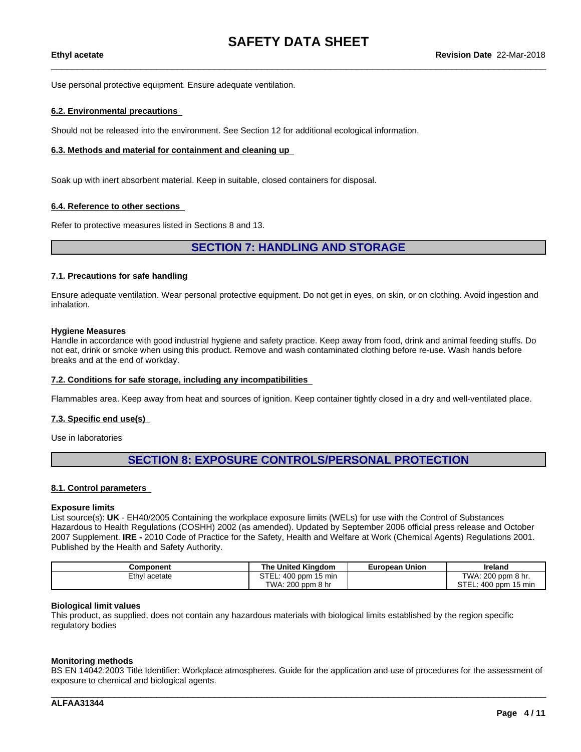Use personal protective equipment. Ensure adequate ventilation.

### 6.2. Environmental precautions

Should not be released into the environment. See Section 12 for additional ecological information.

### 6.3. Methods and material for containment and cleaning up

Soak up with inert absorbent material. Keep in suitable, closed containers for disposal.

### 6.4. Reference to other sections

Refer to protective measures listed in Sections 8 and 13.

## SECTION 7: HANDLING AND STORAGE

### 7.1. Precautions for safe handling

Ensure adequate ventilation. Wear personal protective equipment. Do not get in eyes, on skin, or on clothing. Avoid ingestion and inhalation.

**Hygiene Measures**
Handle in accordance with good industrial hygiene and safety practice. Keep away from food, drink and animal feeding stuffs. Do not eat, drink or smoke when using this product. Remove and wash contaminated clothing before re-use. Wash hands before breaks and at the end of workday.

### 7.2. Conditions for safe storage, including any incompatibilities

Flammables area. Keep away from heat and sources of ignition. Keep container tightly closed in a dry and well-ventilated place.

### 7.3. Specific end use(s)

Use in laboratories

## SECTION 8: EXPOSURE CONTROLS/PERSONAL PROTECTION

### 8.1. Control parameters

**Exposure limits**
List source(s): **UK** - EH40/2005 Containing the workplace exposure limits (WELs) for use with the Control of Substances Hazardous to Health Regulations (COSHH) 2002 (as amended). Updated by September 2006 official press release and October 2007 Supplement. **IRE -** 2010 Code of Practice for the Safety, Health and Welfare at Work (Chemical Agents) Regulations 2001. Published by the Health and Safety Authority.

| Component | The United Kingdom | European Union | Ireland |
|---|---|---|---|
| Ethyl acetate | STEL: 400 ppm 15 min<br>TWA: 200 ppm 8 hr | | TWA: 200 ppm 8 hr.<br>STEL: 400 ppm 15 min |

**Biological limit values**
This product, as supplied, does not contain any hazardous materials with biological limits established by the region specific regulatory bodies

**Monitoring methods**
BS EN 14042:2003 Title Identifier: Workplace atmospheres. Guide for the application and use of procedures for the assessment of exposure to chemical and biological agents.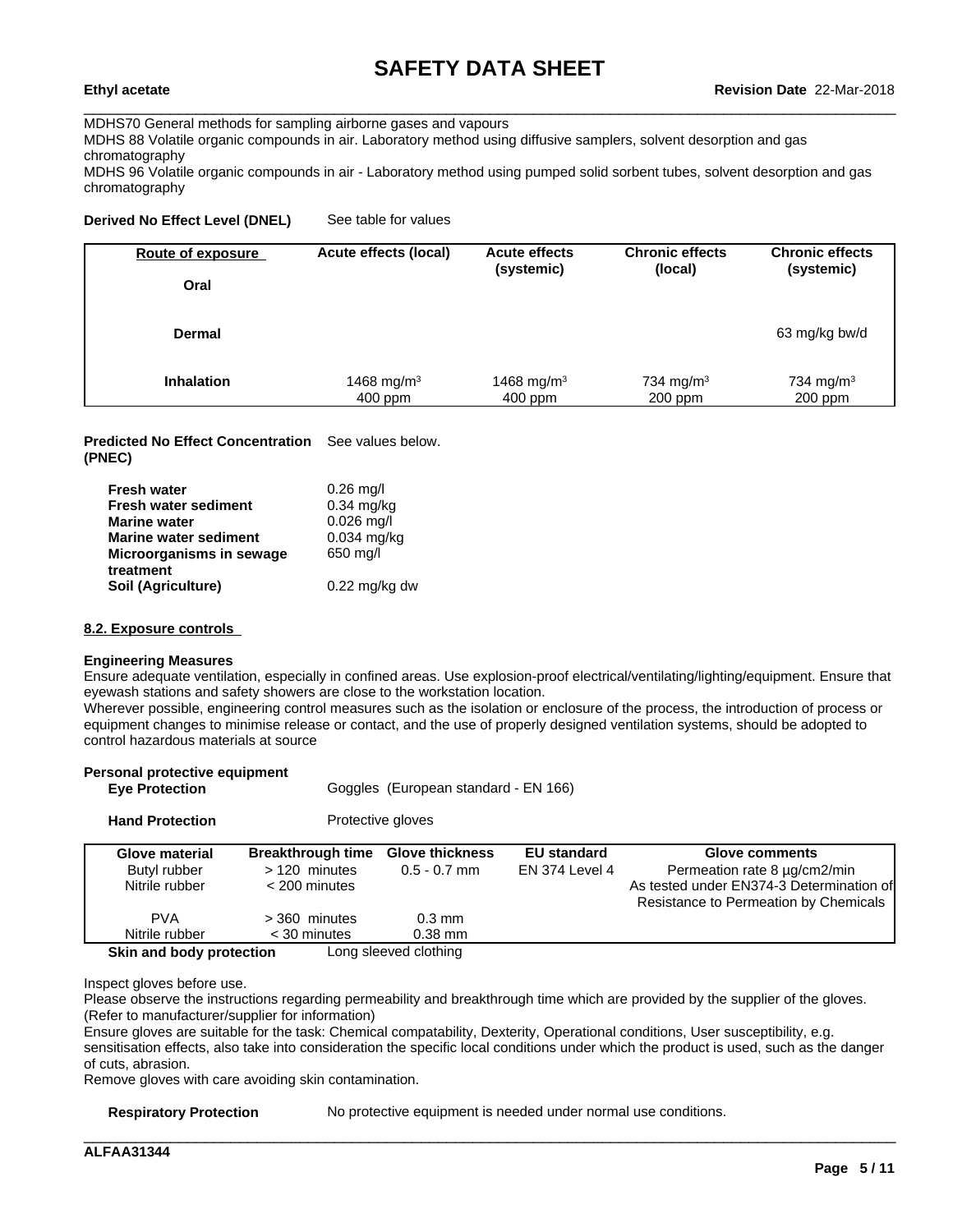MDHS70 General methods for sampling airborne gases and vapours

MDHS 88 Volatile organic compounds in air. Laboratory method using diffusive samplers, solvent desorption and gas chromatography

MDHS 96 Volatile organic compounds in air - Laboratory method using pumped solid sorbent tubes, solvent desorption and gas chromatography

**Derived No Effect Level (DNEL)** See table for values

| Route of exposure | Acute effects (local) | Acute effects (systemic) | Chronic effects (local) | Chronic effects (systemic) |
|---|---|---|---|---|
| **Oral** | | | | |
| **Dermal** | | | | 63 mg/kg bw/d |
| **Inhalation** | 1468 mg/m³<br>400 ppm | 1468 mg/m³<br>400 ppm | 734 mg/m³<br>200 ppm | 734 mg/m³<br>200 ppm |

**Predicted No Effect Concentration (PNEC)** See values below.

| | |
|---|---|
| **Fresh water** | 0.26 mg/l |
| **Fresh water sediment** | 0.34 mg/kg |
| **Marine water** | 0.026 mg/l |
| **Marine water sediment** | 0.034 mg/kg |
| **Microorganisms in sewage treatment** | 650 mg/l |
| **Soil (Agriculture)** | 0.22 mg/kg dw |

## 8.2. Exposure controls

**Engineering Measures**

Ensure adequate ventilation, especially in confined areas. Use explosion-proof electrical/ventilating/lighting/equipment. Ensure that eyewash stations and safety showers are close to the workstation location.

Wherever possible, engineering control measures such as the isolation or enclosure of the process, the introduction of process or equipment changes to minimise release or contact, and the use of properly designed ventilation systems, should be adopted to control hazardous materials at source

**Personal protective equipment**

**Eye Protection** Goggles (European standard - EN 166)

**Hand Protection** Protective gloves

| Glove material | Breakthrough time | Glove thickness | EU standard | Glove comments |
|---|---|---|---|---|
| Butyl rubber | > 120 minutes | 0.5 - 0.7 mm | EN 374 Level 4 | Permeation rate 8 µg/cm2/min |
| Nitrile rubber | < 200 minutes | | | As tested under EN374-3 Determination of Resistance to Permeation by Chemicals |
| PVA | > 360 minutes | 0.3 mm | | |
| Nitrile rubber | < 30 minutes | 0.38 mm | | |

**Skin and body protection** Long sleeved clothing

Inspect gloves before use.

Please observe the instructions regarding permeability and breakthrough time which are provided by the supplier of the gloves. (Refer to manufacturer/supplier for information)

Ensure gloves are suitable for the task: Chemical compatability, Dexterity, Operational conditions, User susceptibility, e.g. sensitisation effects, also take into consideration the specific local conditions under which the product is used, such as the danger of cuts, abrasion.

Remove gloves with care avoiding skin contamination.

**Respiratory Protection** No protective equipment is needed under normal use conditions.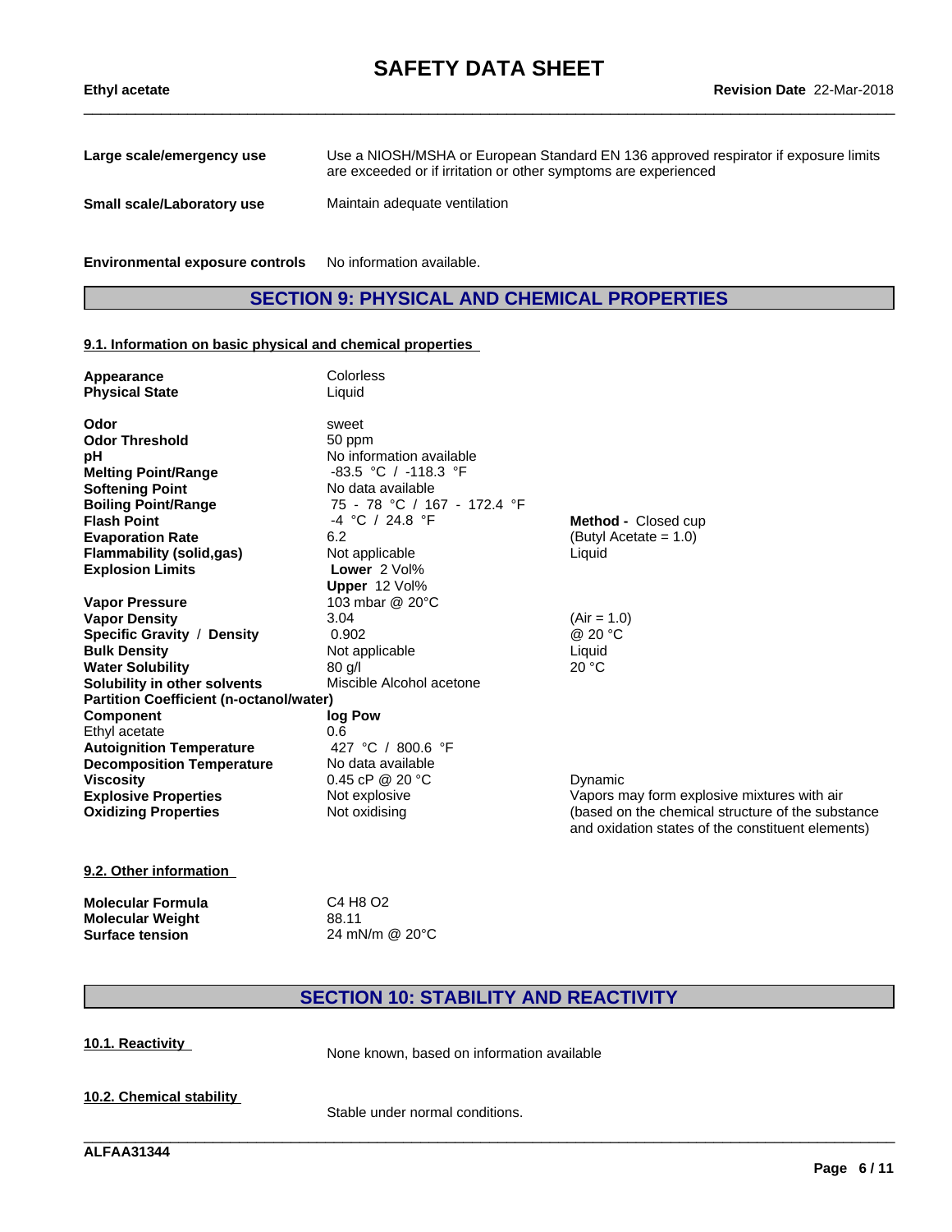| | |
|---|---|
| **Large scale/emergency use** | Use a NIOSH/MSHA or European Standard EN 136 approved respirator if exposure limits are exceeded or if irritation or other symptoms are experienced |
| **Small scale/Laboratory use** | Maintain adequate ventilation |

**Environmental exposure controls** No information available.

## SECTION 9: PHYSICAL AND CHEMICAL PROPERTIES

### 9.1. Information on basic physical and chemical properties

| Property | Value | Notes |
|---|---|---|
| **Appearance** | Colorless | |
| **Physical State** | Liquid | |
| **Odor** | sweet | |
| **Odor Threshold** | 50 ppm | |
| **pH** | No information available | |
| **Melting Point/Range** | -83.5 °C / -118.3 °F | |
| **Softening Point** | No data available | |
| **Boiling Point/Range** | 75 - 78 °C / 167 - 172.4 °F | |
| **Flash Point** | -4 °C / 24.8 °F | **Method -** Closed cup |
| **Evaporation Rate** | 6.2 | (Butyl Acetate = 1.0) |
| **Flammability (solid,gas)** | Not applicable | Liquid |
| **Explosion Limits** | **Lower** 2 Vol%<br>**Upper** 12 Vol% | |
| **Vapor Pressure** | 103 mbar @ 20°C | |
| **Vapor Density** | 3.04 | (Air = 1.0) |
| **Specific Gravity** / **Density** | 0.902 | @ 20 °C |
| **Bulk Density** | Not applicable | Liquid |
| **Water Solubility** | 80 g/l | 20 °C |
| **Solubility in other solvents** | Miscible Alcohol acetone | |
| **Partition Coefficient (n-octanol/water)** | | |
| **Component** | **log Pow** | |
| Ethyl acetate | 0.6 | |
| **Autoignition Temperature** | 427 °C / 800.6 °F | |
| **Decomposition Temperature** | No data available | |
| **Viscosity** | 0.45 cP @ 20 °C | Dynamic |
| **Explosive Properties** | Not explosive | Vapors may form explosive mixtures with air |
| **Oxidizing Properties** | Not oxidising | (based on the chemical structure of the substance and oxidation states of the constituent elements) |

### 9.2. Other information

| | |
|---|---|
| **Molecular Formula** | C4 H8 O2 |
| **Molecular Weight** | 88.11 |
| **Surface tension** | 24 mN/m @ 20°C |

## SECTION 10: STABILITY AND REACTIVITY

### 10.1. Reactivity

None known, based on information available

### 10.2. Chemical stability

Stable under normal conditions.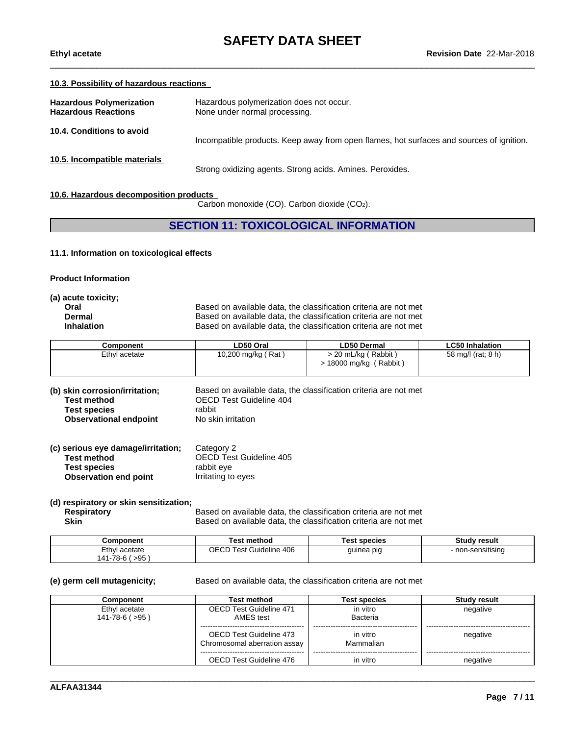#### 10.3. Possibility of hazardous reactions

**Hazardous Polymerization** Hazardous polymerization does not occur.
**Hazardous Reactions** None under normal processing.

#### 10.4. Conditions to avoid

Incompatible products. Keep away from open flames, hot surfaces and sources of ignition.

#### 10.5. Incompatible materials

Strong oxidizing agents. Strong acids. Amines. Peroxides.

#### 10.6. Hazardous decomposition products

Carbon monoxide (CO). Carbon dioxide ($CO_2$).

## SECTION 11: TOXICOLOGICAL INFORMATION

#### 11.1. Information on toxicological effects

**Product Information**

**(a) acute toxicity;**

- **Oral**: Based on available data, the classification criteria are not met
- **Dermal**: Based on available data, the classification criteria are not met
- **Inhalation**: Based on available data, the classification criteria are not met

| Component | LD50 Oral | LD50 Dermal | LC50 Inhalation |
|---|---|---|---|
| Ethyl acetate | 10,200 mg/kg ( Rat ) | > 20 mL/kg ( Rabbit )<br>> 18000 mg/kg ( Rabbit ) | 58 mg/l (rat; 8 h) |

**(b) skin corrosion/irritation;** Based on available data, the classification criteria are not met
- **Test method**: OECD Test Guideline 404
- **Test species**: rabbit
- **Observational endpoint**: No skin irritation

**(c) serious eye damage/irritation;** Category 2
- **Test method**: OECD Test Guideline 405
- **Test species**: rabbit eye
- **Observation end point**: Irritating to eyes

**(d) respiratory or skin sensitization;**
- **Respiratory**: Based on available data, the classification criteria are not met
- **Skin**: Based on available data, the classification criteria are not met

| Component | Test method | Test species | Study result |
|---|---|---|---|
| Ethyl acetate<br>141-78-6 ( >95 ) | OECD Test Guideline 406 | guinea pig | - non-sensitising |

**(e) germ cell mutagenicity;** Based on available data, the classification criteria are not met

| Component | Test method | Test species | Study result |
|---|---|---|---|
| Ethyl acetate<br>141-78-6 ( >95 ) | OECD Test Guideline 471<br>AMES test | in vitro<br>Bacteria | negative |
| | OECD Test Guideline 473<br>Chromosomal aberration assay | in vitro<br>Mammalian | negative |
| | OECD Test Guideline 476 | in vitro | negative |

ALFAA31344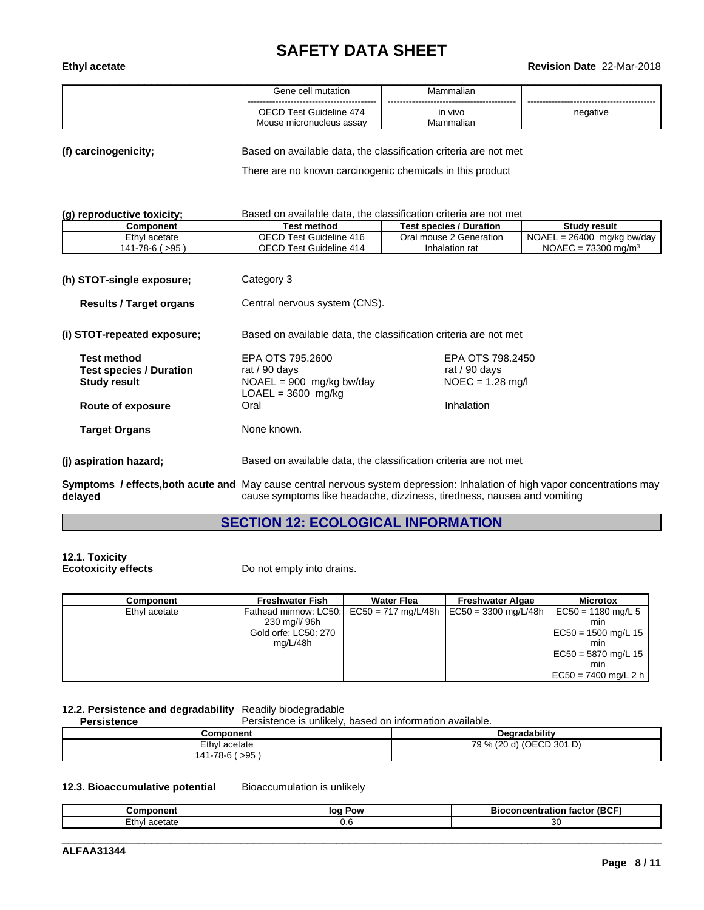| | Gene cell mutation | Mammalian | |
|---|---|---|---|
| | OECD Test Guideline 474 Mouse micronucleus assay | in vivo Mammalian | negative |

**(f) carcinogenicity;** Based on available data, the classification criteria are not met

There are no known carcinogenic chemicals in this product

**(g) reproductive toxicity;** Based on available data, the classification criteria are not met

| Component | Test method | Test species / Duration | Study result |
|---|---|---|---|
| Ethyl acetate 141-78-6 ( >95 ) | OECD Test Guideline 416 OECD Test Guideline 414 | Oral mouse 2 Generation Inhalation rat | NOAEL = 26400 mg/kg bw/day NOAEC = 73300 mg/m$^3$ |

**(h) STOT-single exposure;** Category 3

**Results / Target organs** Central nervous system (CNS).

**(i) STOT-repeated exposure;** Based on available data, the classification criteria are not met

| | | |
|---|---|---|
| **Test method** | EPA OTS 795.2600 | EPA OTS 798.2450 |
| **Test species / Duration** | rat / 90 days | rat / 90 days |
| **Study result** | NOAEL = 900 mg/kg bw/day LOAEL = 3600 mg/kg | NOEC = 1.28 mg/l |
| **Route of exposure** | Oral | Inhalation |

**Target Organs** None known.

**(j) aspiration hazard;** Based on available data, the classification criteria are not met

**Symptoms / effects,both acute and delayed** May cause central nervous system depression: Inhalation of high vapor concentrations may cause symptoms like headache, dizziness, tiredness, nausea and vomiting

## SECTION 12: ECOLOGICAL INFORMATION

**12.1. Toxicity**

**Ecotoxicity effects** Do not empty into drains.

| Component | Freshwater Fish | Water Flea | Freshwater Algae | Microtox |
|---|---|---|---|---|
| Ethyl acetate | Fathead minnow: LC50: 230 mg/l/ 96h Gold orfe: LC50: 270 mg/L/48h | EC50 = 717 mg/L/48h | EC50 = 3300 mg/L/48h | EC50 = 1180 mg/L 5 min EC50 = 1500 mg/L 15 min EC50 = 5870 mg/L 15 min EC50 = 7400 mg/L 2 h |

**12.2. Persistence and degradability** Readily biodegradable

**Persistence** Persistence is unlikely, based on information available.

| Component | Degradability |
|---|---|
| Ethyl acetate 141-78-6 ( >95 ) | 79 % (20 d) (OECD 301 D) |

**12.3. Bioaccumulative potential** Bioaccumulation is unlikely

| Component | log Pow | Bioconcentration factor (BCF) |
|---|---|---|
| Ethyl acetate | 0.6 | 30 |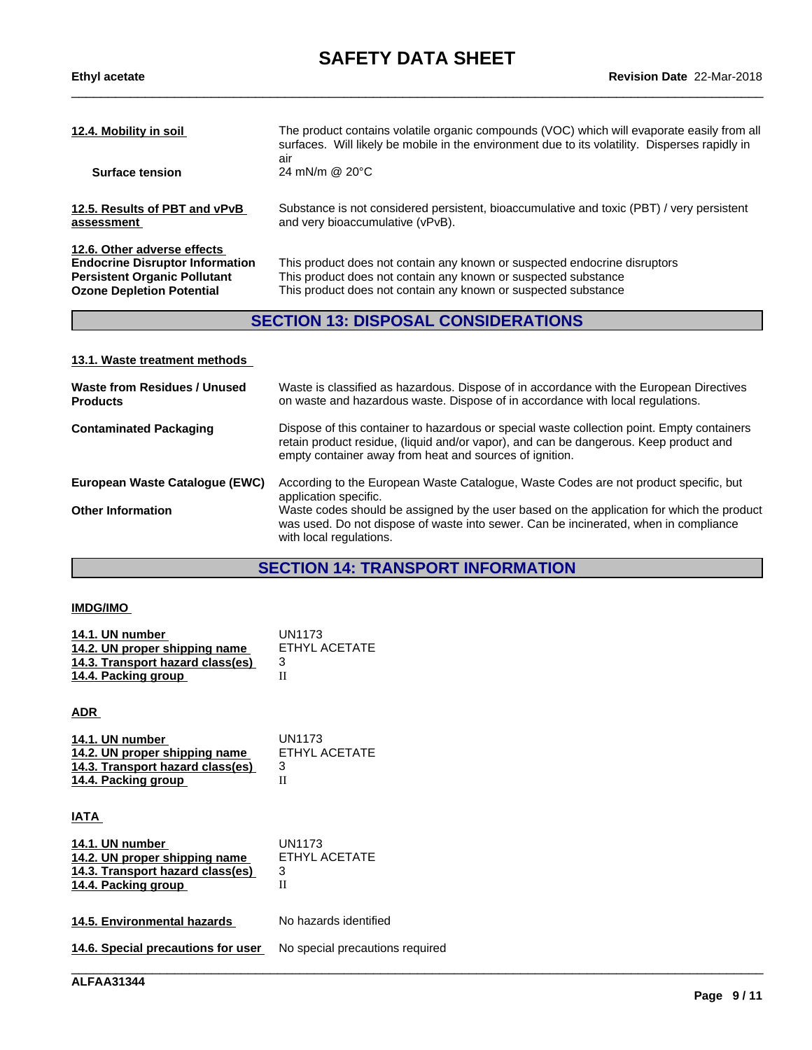**12.4. Mobility in soil**

The product contains volatile organic compounds (VOC) which will evaporate easily from all surfaces. Will likely be mobile in the environment due to its volatility. Disperses rapidly in air

**Surface tension** 24 mN/m @ 20°C

**12.5. Results of PBT and vPvB assessment**

Substance is not considered persistent, bioaccumulative and toxic (PBT) / very persistent and very bioaccumulative (vPvB).

**12.6. Other adverse effects**

| | |
|---|---|
| **Endocrine Disruptor Information** | This product does not contain any known or suspected endocrine disruptors |
| **Persistent Organic Pollutant** | This product does not contain any known or suspected substance |
| **Ozone Depletion Potential** | This product does not contain any known or suspected substance |

## SECTION 13: DISPOSAL CONSIDERATIONS

**13.1. Waste treatment methods**

**Waste from Residues / Unused Products**
Waste is classified as hazardous. Dispose of in accordance with the European Directives on waste and hazardous waste. Dispose of in accordance with local regulations.

**Contaminated Packaging**
Dispose of this container to hazardous or special waste collection point. Empty containers retain product residue, (liquid and/or vapor), and can be dangerous. Keep product and empty container away from heat and sources of ignition.

**European Waste Catalogue (EWC)**
According to the European Waste Catalogue, Waste Codes are not product specific, but application specific.

**Other Information**
Waste codes should be assigned by the user based on the application for which the product was used. Do not dispose of waste into sewer. Can be incinerated, when in compliance with local regulations.

## SECTION 14: TRANSPORT INFORMATION

**IMDG/IMO**

| | |
|---|---|
| **14.1. UN number** | UN1173 |
| **14.2. UN proper shipping name** | ETHYL ACETATE |
| **14.3. Transport hazard class(es)** | 3 |
| **14.4. Packing group** | II |

**ADR**

| | |
|---|---|
| **14.1. UN number** | UN1173 |
| **14.2. UN proper shipping name** | ETHYL ACETATE |
| **14.3. Transport hazard class(es)** | 3 |
| **14.4. Packing group** | II |

**IATA**

| | |
|---|---|
| **14.1. UN number** | UN1173 |
| **14.2. UN proper shipping name** | ETHYL ACETATE |
| **14.3. Transport hazard class(es)** | 3 |
| **14.4. Packing group** | II |

**14.5. Environmental hazards** No hazards identified

**14.6. Special precautions for user** No special precautions required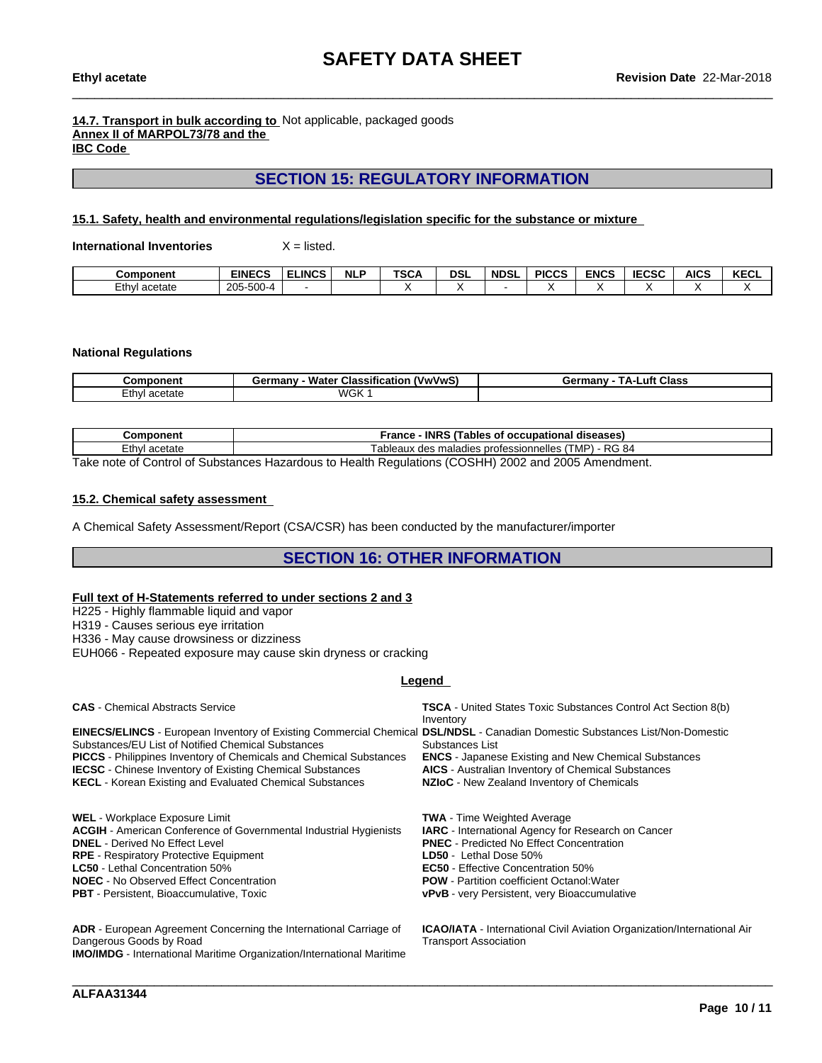**14.7. Transport in bulk according to Annex II of MARPOL73/78 and the IBC Code** Not applicable, packaged goods

## SECTION 15: REGULATORY INFORMATION

### 15.1. Safety, health and environmental regulations/legislation specific for the substance or mixture

**International Inventories** X = listed.

| Component | EINECS | ELINCS | NLP | TSCA | DSL | NDSL | PICCS | ENCS | IECSC | AICS | KECL |
|---|---|---|---|---|---|---|---|---|---|---|---|
| Ethyl acetate | 205-500-4 | - | | X | X | - | X | X | X | X | X |

**National Regulations**

| Component | Germany - Water Classification (VwVwS) | Germany - TA-Luft Class |
|---|---|---|
| Ethyl acetate | WGK 1 | |

| Component | France - INRS (Tables of occupational diseases) |
|---|---|
| Ethyl acetate | Tableaux des maladies professionnelles (TMP) - RG 84 |

Take note of Control of Substances Hazardous to Health Regulations (COSHH) 2002 and 2005 Amendment.

### 15.2. Chemical safety assessment

A Chemical Safety Assessment/Report (CSA/CSR) has been conducted by the manufacturer/importer

## SECTION 16: OTHER INFORMATION

**Full text of H-Statements referred to under sections 2 and 3**

H225 - Highly flammable liquid and vapor
H319 - Causes serious eye irritation
H336 - May cause drowsiness or dizziness
EUH066 - Repeated exposure may cause skin dryness or cracking

**Legend**

**CAS** - Chemical Abstracts Service
**TSCA** - United States Toxic Substances Control Act Section 8(b) Inventory
**EINECS/ELINCS** - European Inventory of Existing Commercial Chemical Substances/EU List of Notified Chemical Substances
**DSL/NDSL** - Canadian Domestic Substances List/Non-Domestic Substances List
**PICCS** - Philippines Inventory of Chemicals and Chemical Substances
**ENCS** - Japanese Existing and New Chemical Substances
**IECSC** - Chinese Inventory of Existing Chemical Substances
**AICS** - Australian Inventory of Chemical Substances
**KECL** - Korean Existing and Evaluated Chemical Substances
**NZIoC** - New Zealand Inventory of Chemicals

**WEL** - Workplace Exposure Limit
**TWA** - Time Weighted Average
**ACGIH** - American Conference of Governmental Industrial Hygienists
**IARC** - International Agency for Research on Cancer
**DNEL** - Derived No Effect Level
**PNEC** - Predicted No Effect Concentration
**RPE** - Respiratory Protective Equipment
**LD50** - Lethal Dose 50%
**LC50** - Lethal Concentration 50%
**EC50** - Effective Concentration 50%
**NOEC** - No Observed Effect Concentration
**POW** - Partition coefficient Octanol:Water
**PBT** - Persistent, Bioaccumulative, Toxic
**vPvB** - very Persistent, very Bioaccumulative

**ADR** - European Agreement Concerning the International Carriage of Dangerous Goods by Road
**ICAO/IATA** - International Civil Aviation Organization/International Air Transport Association
**IMO/IMDG** - International Maritime Organization/International Maritime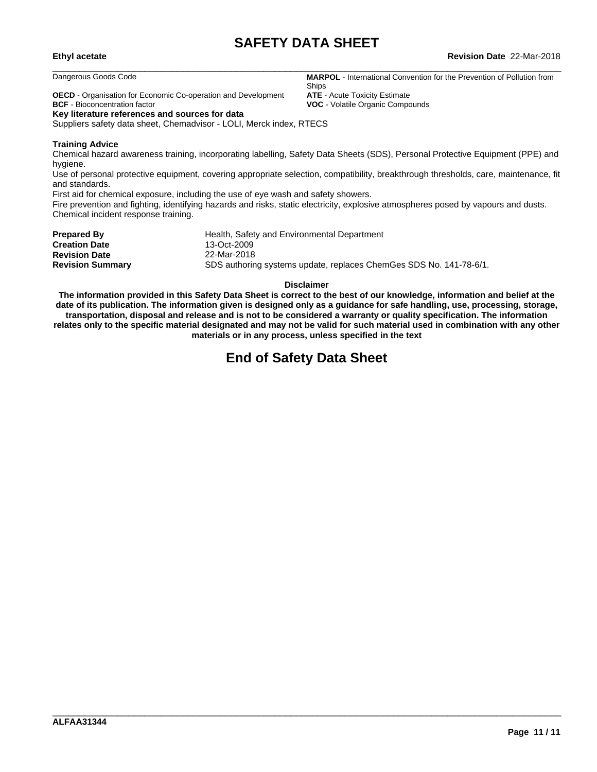Dangerous Goods Code

**MARPOL** - International Convention for the Prevention of Pollution from Ships

**OECD** - Organisation for Economic Co-operation and Development

**ATE** - Acute Toxicity Estimate

**BCF** - Bioconcentration factor

**VOC** - Volatile Organic Compounds

**Key literature references and sources for data**

Suppliers safety data sheet, Chemadvisor - LOLI, Merck index, RTECS

**Training Advice**

Chemical hazard awareness training, incorporating labelling, Safety Data Sheets (SDS), Personal Protective Equipment (PPE) and hygiene.

Use of personal protective equipment, covering appropriate selection, compatibility, breakthrough thresholds, care, maintenance, fit and standards.

First aid for chemical exposure, including the use of eye wash and safety showers.

Fire prevention and fighting, identifying hazards and risks, static electricity, explosive atmospheres posed by vapours and dusts.

Chemical incident response training.

| | |
|---|---|
| **Prepared By** | Health, Safety and Environmental Department |
| **Creation Date** | 13-Oct-2009 |
| **Revision Date** | 22-Mar-2018 |
| **Revision Summary** | SDS authoring systems update, replaces ChemGes SDS No. 141-78-6/1. |

**Disclaimer**

**The information provided in this Safety Data Sheet is correct to the best of our knowledge, information and belief at the date of its publication. The information given is designed only as a guidance for safe handling, use, processing, storage, transportation, disposal and release and is not to be considered a warranty or quality specification. The information relates only to the specific material designated and may not be valid for such material used in combination with any other materials or in any process, unless specified in the text**

# End of Safety Data Sheet